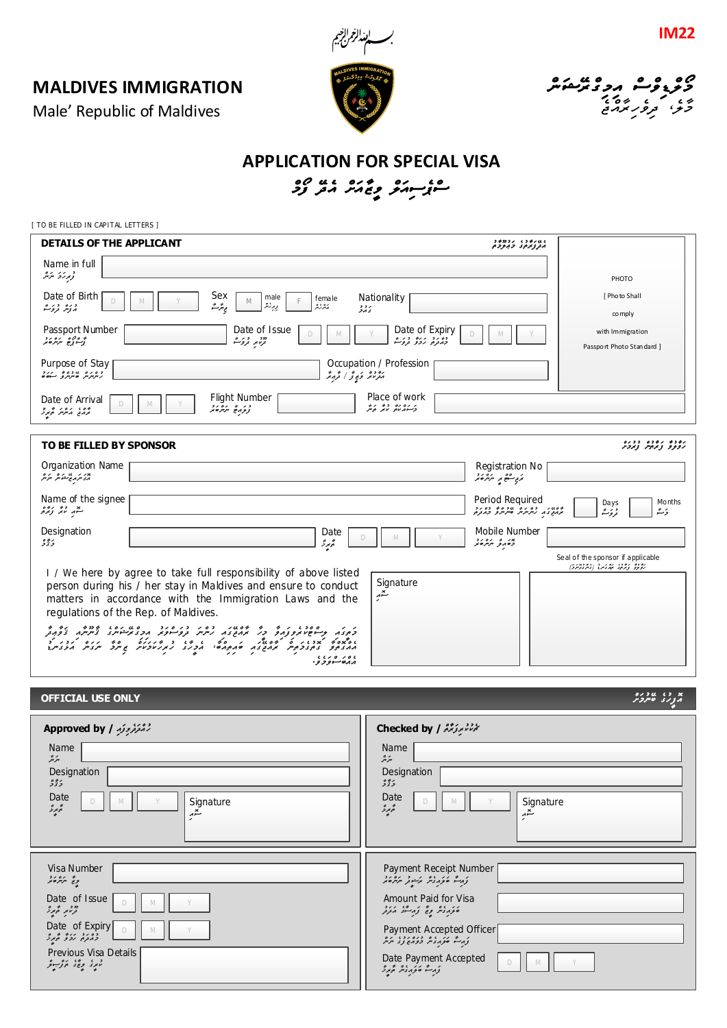IM22

بسم الله الرحمن الرحيم

# MALDIVES IMMIGRATION

Male' Republic of Maldives

## APPLICATION FOR SPECIAL VISA

[ TO BE FILLED IN CAPITAL LETTERS ]

### DETAILS OF THE APPLICANT

| | |
|---|---|
| Name in full | |
| Date of Birth | D / M / Y |
| Sex | M male / F female |
| Nationality | |
| Passport Number | |
| Date of Issue | D / M / Y |
| Date of Expiry | D / M / Y |
| Purpose of Stay | |
| Occupation / Profession | |
| Date of Arrival | D / M / Y |
| Flight Number | |
| Place of work | |

PHOTO
[ Photo Shall comply with Immigration Passport Photo Standard ]

### TO BE FILLED BY SPONSOR

| | |
|---|---|
| Organization Name | |
| Registration No | |
| Name of the signee | |
| Period Required | Days / Months |
| Designation | |
| Date | D / M / Y |
| Mobile Number | |

Seal of the sponsor if applicable

I / We here by agree to take full responsibility of above listed person during his / her stay in Maldives and ensure to conduct matters in accordance with the Immigration Laws and the regulations of the Rep. of Maldives.

Signature

### OFFICIAL USE ONLY

**Approved by**

| | |
|---|---|
| Name | |
| Designation | |
| Date | D / M / Y |
| Signature | |

**Checked by**

| | |
|---|---|
| Name | |
| Designation | |
| Date | D / M / Y |
| Signature | |

| | |
|---|---|
| Visa Number | |
| Date of Issue | D / M / Y |
| Date of Expiry | D / M / Y |
| Previous Visa Details | |

| | |
|---|---|
| Payment Receipt Number | |
| Amount Paid for Visa | |
| Payment Accepted Officer | |
| Date Payment Accepted | D / M / Y |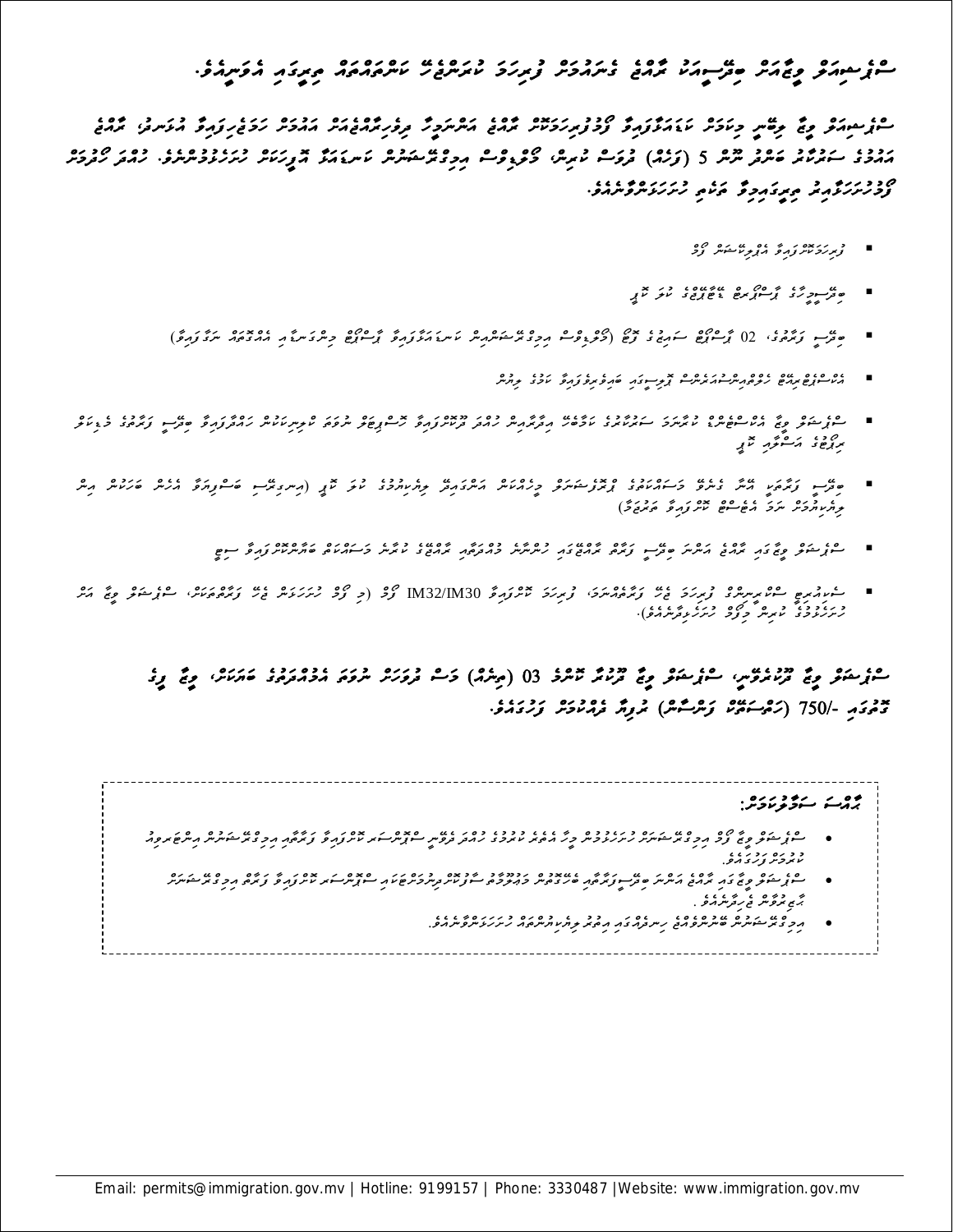# ސްޕޯޓްސް ވިޒާއަށް ބިޒްނަސް ފަރާތުން ހުށަހަޅަން ޖެހޭ ކަންތައްތައް ތިރީގައި އެވަނީއެވެ.

ސްޕޯޓްސް ވިޒާ ދޫކުރާނީ ކަމާބެހޭ ވުޒާރާއިން ހުއްދަ ދީފައިވާ ކުޅިވަރު މުބާރާތް ތަކުގައި ބައިވެރިވާ ފަރާތްތަކަށެވެ. ވިޒާއަށް އެދޭ ސަރަހައްދު ދޫކުރަން 5 (ފަހެއް) ދުވަސް ކުރިން، ތިރީގައި މިވާ ލިޔެކިޔުންތަކާއެކު ހުށަހަޅަން ޖެހޭނެއެވެ. އެއާއެކު ތިރީގައި މިވާ ލިޔުންތައް ހުށަހަޅަންވާނެއެވެ.

- ފުރިހަމަކޮށްފައިވާ އެޕްލިކޭޝަން ފޯމު
- ބިޒްނަސް ރެޖިސްޓްރޭޝަން ސެޓްފިކެޓްގެ ކޮޕީ
- ބިޒްނަސް ފަރާތުގެ 02 ޕާސްޕޯޓް ސައިޒުގެ ފޮޓޯ (ހުދު ބެކްގްރައުންޑް އިމިގްރޭޝަނުން ކަނޑައަޅާފައިވާ ޕާސްޕޯޓް ފޮޓޯ ސްޓޭންޑަޑާ އެއްގޮތަށް ނަގާފައިވާ)
- އެސޯސިއޭޝަނުން ހުއްދަ ދީފައިވާކަމުގެ ލިޔުން ނުވަތަ ޖަވާބުދާރީވާ ފަރާތުގެ ލިޔުން
- ސްޕޯޓްސް ވިޒާ އެސޯސިއޭޝަނުގެ ކުރިމަތީގައި ބައިވެރިވާ މުބާރާތާއި ގުޅޭ ތަފްސީލު ހިމެނޭ ލިޔުމާއި، ޕާސްޕޯޓްގެ ކޮޕީ
- ބިޒްނަސް ފަރާތުގެ ވެރިފަރާތާއި ގުޅުން ހުރި މަސައްކަތްތަކަށް ޖަވާބުދާރީވާ ފަރާތުގެ ލިޔުމާއި ބައިވެރިވާ ފަރާތްތަކުގެ ލިސްޓް (ރަސްމީ ސިއްކަ ޖަހާފައިވާ)
- ސްޕޯޓްސް ވިޒާ ބިޒްނަސް ފަރާތުން ހުށަހަޅާ ލިޔުމާއި ގުޅޭ ގޮތުން މަސައްކަތް ކުރާނެ ފަރާތުގެ ސޮއި
- ސެކިއުރިޓީ ޑިޕޮޒިޓް ފޯމް ނުވަތަ ބޭންކް ގެރެންޓީ ފޯމް IM32/IM30 ފޯމު (މި ފޯމު ހުށަހަޅަން ޖެހޭނީ ސްޕޯޓްސް ވިޒާ ބޭނުންވާ ފަރާތްތަކުގެ މައްސަލައިގައެވެ).

ސްޕޯޓްސް ވިޒާ ދޫކުރެވޭނީ، ސްޕޯޓްސް ވިޒާ ދޫކުރާ ތާރީޚުން 03 (ތިނެއް) މަސް ދުވަހަށް ވުރެ ދިގުނޫން މުއްދަތަކަށެވެ. ވިޒާ ފީގެ ގޮތުގައި -/750 (ހަތްސަތޭކަ ފަންސާސް) ރުފިޔާ ދައްކަން ޖެހޭނެއެވެ.

**ޚާއްސަ ސަމާލުކަމަށް:**

- ސްޕޯޓްސް ވިޒާ ފޯމު އިމިގްރޭޝަނަށް ހުށަހަޅާއިރު ވިޒާ ދޫކުރެވޭނީ ވިޒާ ދޫކުރާ ތާރީޚުން ފެށިގެން ކަނޑައަޅާ މުއްދަތަށް ވެރިފަރާތުން އިމިގްރޭޝަނަށް އެންގުމުންނެވެ.
- ސްޕޯޓްސް ވިޒާގައި ރާއްޖޭގައި ބިޒްނަސް ފަރާތާ ގުޅިގެން މަސައްކަތް ކުރާ ފަރާތެއް ހުރިނަމަ އެ ފަރާތެއްގެ ތަފްސީލު އިމިގްރޭޝަނަށް ހުށަހަޅަން ޖެހޭނެއެވެ.
- އިމިގްރޭޝަނުން ބޭނުންވާ އެހެނިހެން ލިޔެކިޔުންތައް ހުށަހަޅަން ޖެހޭނެއެވެ.